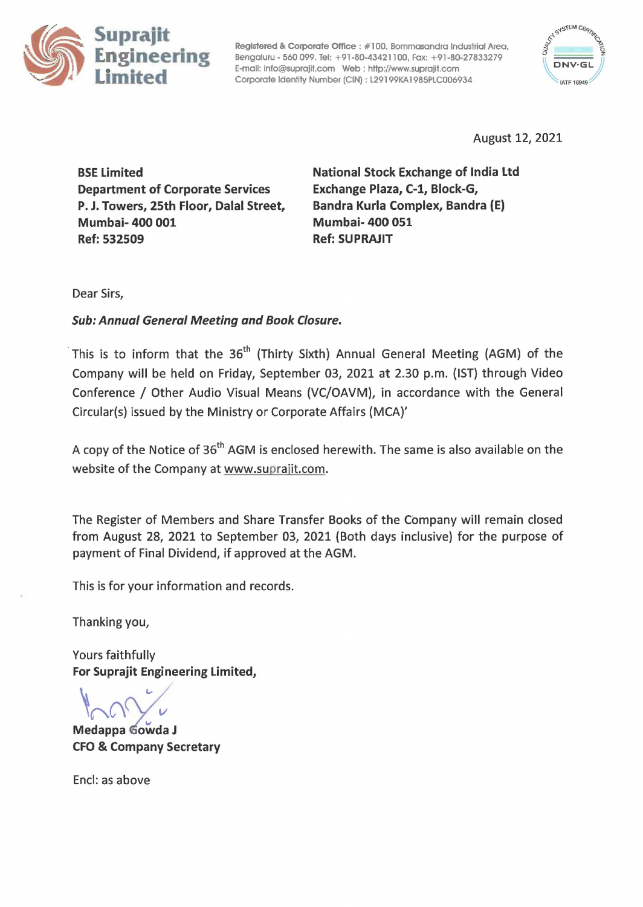# Suprajit Engineering Limited

Registered & Corporate Office : #100, Bommasandra Industrial Area, Bengaluru - 560 099. Tel: +91-80-43421100, Fax: +91-80-27833279
E-mail: info@suprajit.com Web : http://www.suprajit.com
Corporate Identity Number (CIN) : L29199KA1985PLC006934

August 12, 2021

**BSE Limited**
**Department of Corporate Services**
**P. J. Towers, 25th Floor, Dalal Street,**
**Mumbai- 400 001**
**Ref: 532509**

**National Stock Exchange of India Ltd**
**Exchange Plaza, C-1, Block-G,**
**Bandra Kurla Complex, Bandra (E)**
**Mumbai- 400 051**
**Ref: SUPRAJIT**

Dear Sirs,

***Sub: Annual General Meeting and Book Closure.***

This is to inform that the 36th (Thirty Sixth) Annual General Meeting (AGM) of the Company will be held on Friday, September 03, 2021 at 2.30 p.m. (IST) through Video Conference / Other Audio Visual Means (VC/OAVM), in accordance with the General Circular(s) issued by the Ministry or Corporate Affairs (MCA)'

A copy of the Notice of 36th AGM is enclosed herewith. The same is also available on the website of the Company at www.suprajit.com.

The Register of Members and Share Transfer Books of the Company will remain closed from August 28, 2021 to September 03, 2021 (Both days inclusive) for the purpose of payment of Final Dividend, if approved at the AGM.

This is for your information and records.

Thanking you,

Yours faithfully
**For Suprajit Engineering Limited,**

**Medappa Gowda J**
**CFO & Company Secretary**

Encl: as above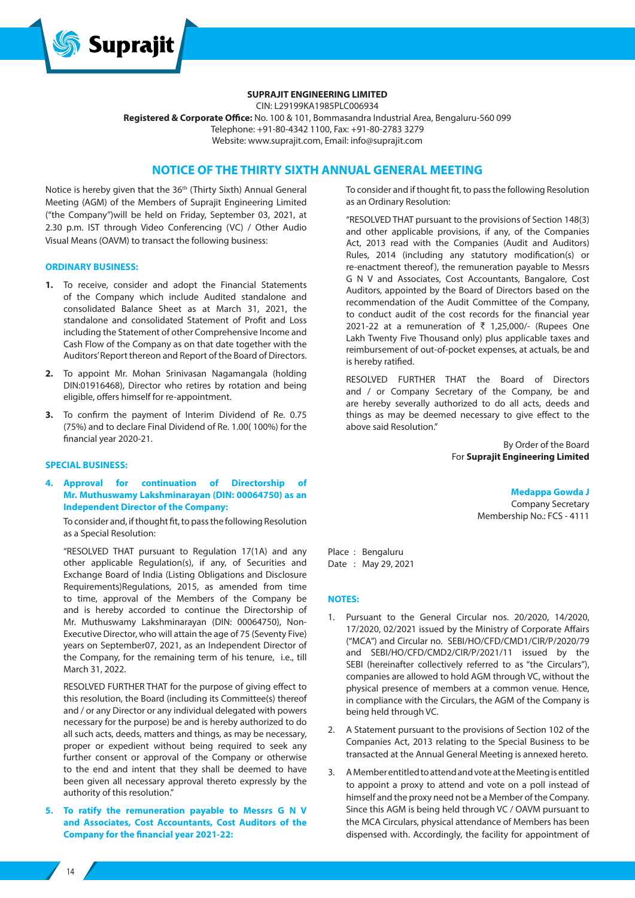**SUPRAJIT ENGINEERING LIMITED**

CIN: L29199KA1985PLC006934

**Registered & Corporate Office:** No. 100 & 101, Bommasandra Industrial Area, Bengaluru-560 099

Telephone: +91-80-4342 1100, Fax: +91-80-2783 3279

Website: www.suprajit.com, Email: info@suprajit.com

# NOTICE OF THE THIRTY SIXTH ANNUAL GENERAL MEETING

Notice is hereby given that the 36th (Thirty Sixth) Annual General Meeting (AGM) of the Members of Suprajit Engineering Limited ("the Company")will be held on Friday, September 03, 2021, at 2.30 p.m. IST through Video Conferencing (VC) / Other Audio Visual Means (OAVM) to transact the following business:

## ORDINARY BUSINESS:

1. To receive, consider and adopt the Financial Statements of the Company which include Audited standalone and consolidated Balance Sheet as at March 31, 2021, the standalone and consolidated Statement of Profit and Loss including the Statement of other Comprehensive Income and Cash Flow of the Company as on that date together with the Auditors' Report thereon and Report of the Board of Directors.
2. To appoint Mr. Mohan Srinivasan Nagamangala (holding DIN:01916468), Director who retires by rotation and being eligible, offers himself for re-appointment.
3. To confirm the payment of Interim Dividend of Re. 0.75 (75%) and to declare Final Dividend of Re. 1.00( 100%) for the financial year 2020-21.

## SPECIAL BUSINESS:

4. **Approval for continuation of Directorship of Mr. Muthuswamy Lakshminarayan (DIN: 00064750) as an Independent Director of the Company:**

   To consider and, if thought fit, to pass the following Resolution as a Special Resolution:

   "RESOLVED THAT pursuant to Regulation 17(1A) and any other applicable Regulation(s), if any, of Securities and Exchange Board of India (Listing Obligations and Disclosure Requirements)Regulations, 2015, as amended from time to time, approval of the Members of the Company be and is hereby accorded to continue the Directorship of Mr. Muthuswamy Lakshminarayan (DIN: 00064750), Non-Executive Director, who will attain the age of 75 (Seventy Five) years on September07, 2021, as an Independent Director of the Company, for the remaining term of his tenure, i.e., till March 31, 2022.

   RESOLVED FURTHER THAT for the purpose of giving effect to this resolution, the Board (including its Committee(s) thereof and / or any Director or any individual delegated with powers necessary for the purpose) be and is hereby authorized to do all such acts, deeds, matters and things, as may be necessary, proper or expedient without being required to seek any further consent or approval of the Company or otherwise to the end and intent that they shall be deemed to have been given all necessary approval thereto expressly by the authority of this resolution."

5. **To ratify the remuneration payable to Messrs G N V and Associates, Cost Accountants, Cost Auditors of the Company for the financial year 2021-22:**

   To consider and if thought fit, to pass the following Resolution as an Ordinary Resolution:

   "RESOLVED THAT pursuant to the provisions of Section 148(3) and other applicable provisions, if any, of the Companies Act, 2013 read with the Companies (Audit and Auditors) Rules, 2014 (including any statutory modification(s) or re-enactment thereof), the remuneration payable to Messrs G N V and Associates, Cost Accountants, Bangalore, Cost Auditors, appointed by the Board of Directors based on the recommendation of the Audit Committee of the Company, to conduct audit of the cost records for the financial year 2021-22 at a remuneration of ₹ 1,25,000/- (Rupees One Lakh Twenty Five Thousand only) plus applicable taxes and reimbursement of out-of-pocket expenses, at actuals, be and is hereby ratified.

   RESOLVED FURTHER THAT the Board of Directors and / or Company Secretary of the Company, be and are hereby severally authorized to do all acts, deeds and things as may be deemed necessary to give effect to the above said Resolution."

By Order of the Board
For **Suprajit Engineering Limited**

**Medappa Gowda J**
Company Secretary
Membership No.: FCS - 4111

Place : Bengaluru
Date : May 29, 2021

## NOTES:

1. Pursuant to the General Circular nos. 20/2020, 14/2020, 17/2020, 02/2021 issued by the Ministry of Corporate Affairs ("MCA") and Circular no. SEBI/HO/CFD/CMD1/CIR/P/2020/79 and SEBI/HO/CFD/CMD2/CIR/P/2021/11 issued by the SEBI (hereinafter collectively referred to as "the Circulars"), companies are allowed to hold AGM through VC, without the physical presence of members at a common venue. Hence, in compliance with the Circulars, the AGM of the Company is being held through VC.
2. A Statement pursuant to the provisions of Section 102 of the Companies Act, 2013 relating to the Special Business to be transacted at the Annual General Meeting is annexed hereto.
3. A Member entitled to attend and vote at the Meeting is entitled to appoint a proxy to attend and vote on a poll instead of himself and the proxy need not be a Member of the Company. Since this AGM is being held through VC / OAVM pursuant to the MCA Circulars, physical attendance of Members has been dispensed with. Accordingly, the facility for appointment of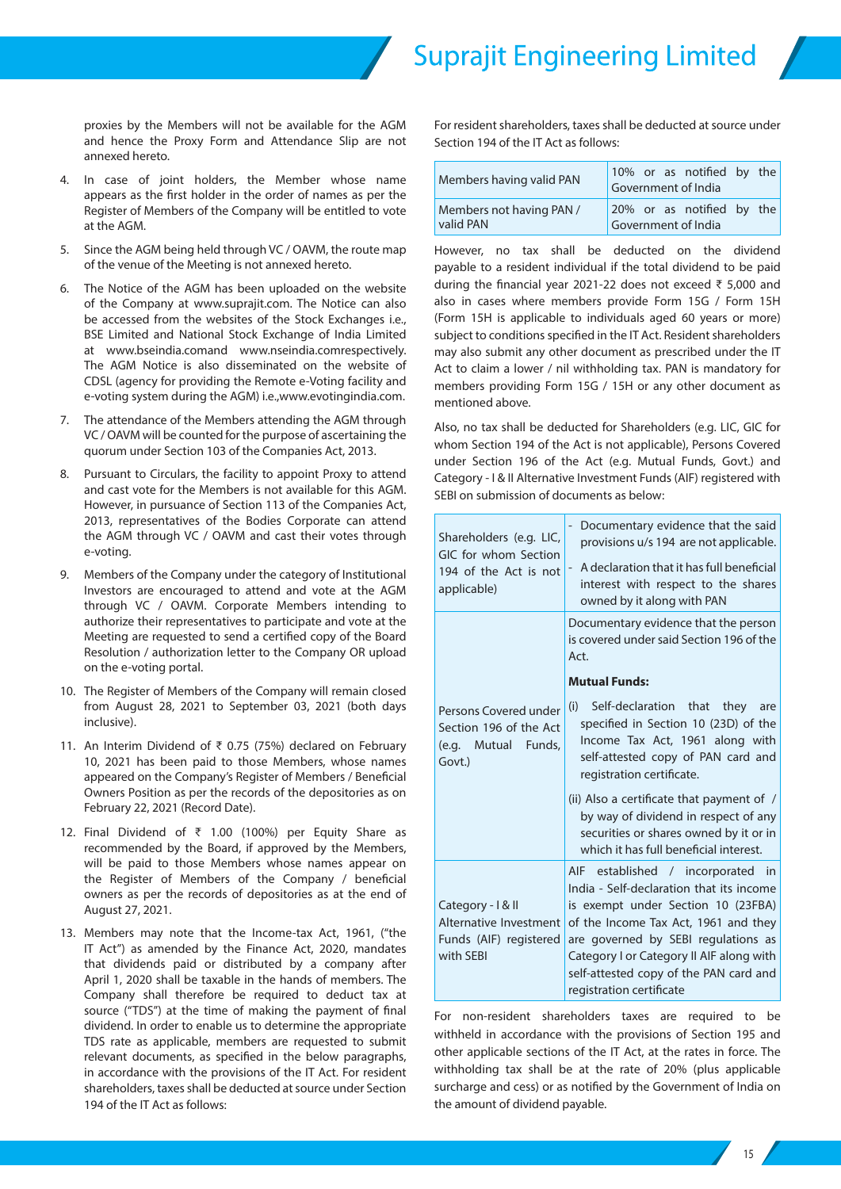proxies by the Members will not be available for the AGM and hence the Proxy Form and Attendance Slip are not annexed hereto.

4. In case of joint holders, the Member whose name appears as the first holder in the order of names as per the Register of Members of the Company will be entitled to vote at the AGM.

5. Since the AGM being held through VC / OAVM, the route map of the venue of the Meeting is not annexed hereto.

6. The Notice of the AGM has been uploaded on the website of the Company at www.suprajit.com. The Notice can also be accessed from the websites of the Stock Exchanges i.e., BSE Limited and National Stock Exchange of India Limited at www.bseindia.comand www.nseindia.comrespectively. The AGM Notice is also disseminated on the website of CDSL (agency for providing the Remote e-Voting facility and e-voting system during the AGM) i.e.,www.evotingindia.com.

7. The attendance of the Members attending the AGM through VC / OAVM will be counted for the purpose of ascertaining the quorum under Section 103 of the Companies Act, 2013.

8. Pursuant to Circulars, the facility to appoint Proxy to attend and cast vote for the Members is not available for this AGM. However, in pursuance of Section 113 of the Companies Act, 2013, representatives of the Bodies Corporate can attend the AGM through VC / OAVM and cast their votes through e-voting.

9. Members of the Company under the category of Institutional Investors are encouraged to attend and vote at the AGM through VC / OAVM. Corporate Members intending to authorize their representatives to participate and vote at the Meeting are requested to send a certified copy of the Board Resolution / authorization letter to the Company OR upload on the e-voting portal.

10. The Register of Members of the Company will remain closed from August 28, 2021 to September 03, 2021 (both days inclusive).

11. An Interim Dividend of ₹ 0.75 (75%) declared on February 10, 2021 has been paid to those Members, whose names appeared on the Company's Register of Members / Beneficial Owners Position as per the records of the depositories as on February 22, 2021 (Record Date).

12. Final Dividend of ₹ 1.00 (100%) per Equity Share as recommended by the Board, if approved by the Members, will be paid to those Members whose names appear on the Register of Members of the Company / beneficial owners as per the records of depositories as at the end of August 27, 2021.

13. Members may note that the Income-tax Act, 1961, ("the IT Act") as amended by the Finance Act, 2020, mandates that dividends paid or distributed by a company after April 1, 2020 shall be taxable in the hands of members. The Company shall therefore be required to deduct tax at source ("TDS") at the time of making the payment of final dividend. In order to enable us to determine the appropriate TDS rate as applicable, members are requested to submit relevant documents, as specified in the below paragraphs, in accordance with the provisions of the IT Act. For resident shareholders, taxes shall be deducted at source under Section 194 of the IT Act as follows:

| Members having valid PAN | 10% or as notified by the Government of India |
|---|---|
| Members not having PAN / valid PAN | 20% or as notified by the Government of India |

However, no tax shall be deducted on the dividend payable to a resident individual if the total dividend to be paid during the financial year 2021-22 does not exceed ₹ 5,000 and also in cases where members provide Form 15G / Form 15H (Form 15H is applicable to individuals aged 60 years or more) subject to conditions specified in the IT Act. Resident shareholders may also submit any other document as prescribed under the IT Act to claim a lower / nil withholding tax. PAN is mandatory for members providing Form 15G / 15H or any other document as mentioned above.

Also, no tax shall be deducted for Shareholders (e.g. LIC, GIC for whom Section 194 of the Act is not applicable), Persons Covered under Section 196 of the Act (e.g. Mutual Funds, Govt.) and Category - I & II Alternative Investment Funds (AIF) registered with SEBI on submission of documents as below:

| Shareholders (e.g. LIC, GIC for whom Section 194 of the Act is not applicable) | - Documentary evidence that the said provisions u/s 194 are not applicable.<br>- A declaration that it has full beneficial interest with respect to the shares owned by it along with PAN |
|---|---|
| Persons Covered under Section 196 of the Act (e.g. Mutual Funds, Govt.) | Documentary evidence that the person is covered under said Section 196 of the Act.<br>**Mutual Funds:**<br>(i) Self-declaration that they are specified in Section 10 (23D) of the Income Tax Act, 1961 along with self-attested copy of PAN card and registration certificate.<br>(ii) Also a certificate that payment of / by way of dividend in respect of any securities or shares owned by it or in which it has full beneficial interest. |
| Category - I & II Alternative Investment Funds (AIF) registered with SEBI | AIF established / incorporated in India - Self-declaration that its income is exempt under Section 10 (23FBA) of the Income Tax Act, 1961 and they are governed by SEBI regulations as Category I or Category II AIF along with self-attested copy of the PAN card and registration certificate |

For non-resident shareholders taxes are required to be withheld in accordance with the provisions of Section 195 and other applicable sections of the IT Act, at the rates in force. The withholding tax shall be at the rate of 20% (plus applicable surcharge and cess) or as notified by the Government of India on the amount of dividend payable.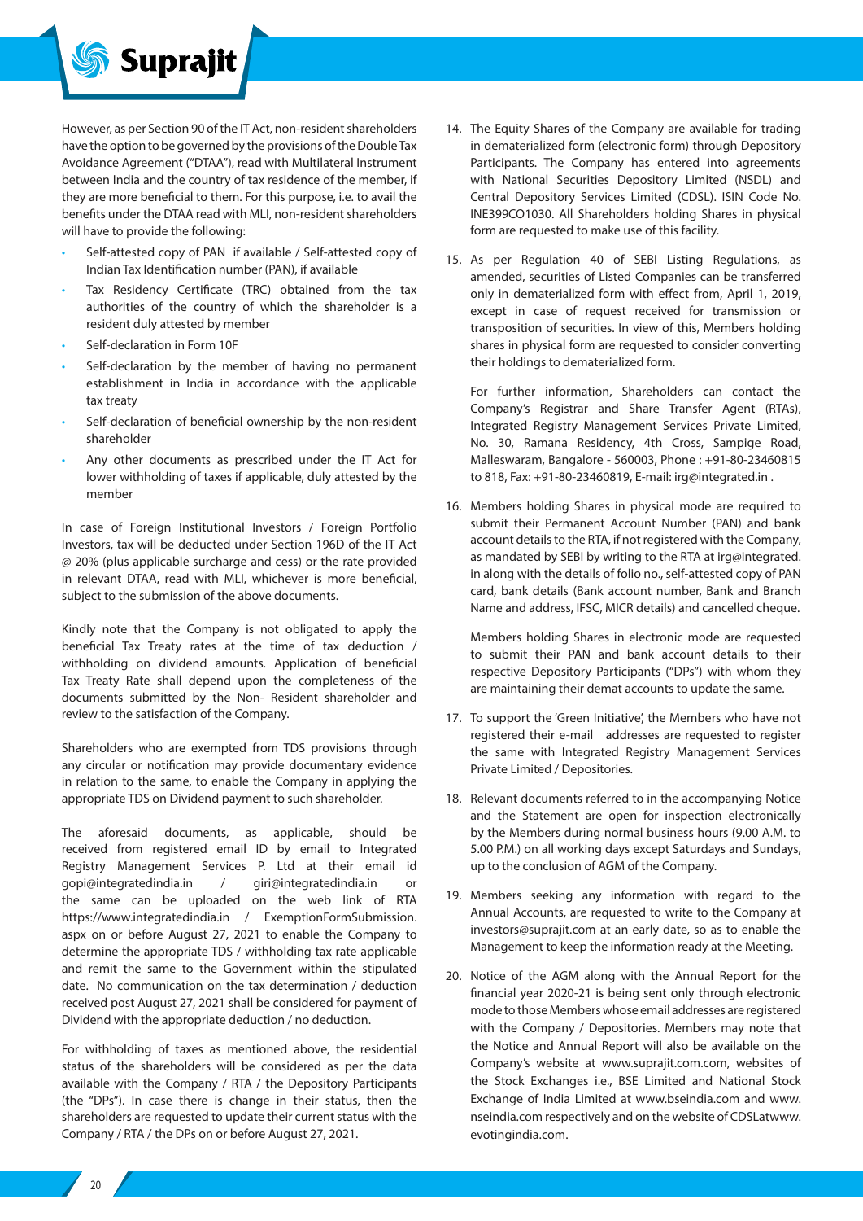However, as per Section 90 of the IT Act, non-resident shareholders have the option to be governed by the provisions of the Double Tax Avoidance Agreement ("DTAA"), read with Multilateral Instrument between India and the country of tax residence of the member, if they are more beneficial to them. For this purpose, i.e. to avail the benefits under the DTAA read with MLI, non-resident shareholders will have to provide the following:

- Self-attested copy of PAN if available / Self-attested copy of Indian Tax Identification number (PAN), if available
- Tax Residency Certificate (TRC) obtained from the tax authorities of the country of which the shareholder is a resident duly attested by member
- Self-declaration in Form 10F
- Self-declaration by the member of having no permanent establishment in India in accordance with the applicable tax treaty
- Self-declaration of beneficial ownership by the non-resident shareholder
- Any other documents as prescribed under the IT Act for lower withholding of taxes if applicable, duly attested by the member

In case of Foreign Institutional Investors / Foreign Portfolio Investors, tax will be deducted under Section 196D of the IT Act @ 20% (plus applicable surcharge and cess) or the rate provided in relevant DTAA, read with MLI, whichever is more beneficial, subject to the submission of the above documents.

Kindly note that the Company is not obligated to apply the beneficial Tax Treaty rates at the time of tax deduction / withholding on dividend amounts. Application of beneficial Tax Treaty Rate shall depend upon the completeness of the documents submitted by the Non- Resident shareholder and review to the satisfaction of the Company.

Shareholders who are exempted from TDS provisions through any circular or notification may provide documentary evidence in relation to the same, to enable the Company in applying the appropriate TDS on Dividend payment to such shareholder.

The aforesaid documents, as applicable, should be received from registered email ID by email to Integrated Registry Management Services P. Ltd at their email id gopi@integratedindia.in / giri@integratedindia.in or the same can be uploaded on the web link of RTA https://www.integratedindia.in / ExemptionFormSubmission.aspx on or before August 27, 2021 to enable the Company to determine the appropriate TDS / withholding tax rate applicable and remit the same to the Government within the stipulated date. No communication on the tax determination / deduction received post August 27, 2021 shall be considered for payment of Dividend with the appropriate deduction / no deduction.

For withholding of taxes as mentioned above, the residential status of the shareholders will be considered as per the data available with the Company / RTA / the Depository Participants (the "DPs"). In case there is change in their status, then the shareholders are requested to update their current status with the Company / RTA / the DPs on or before August 27, 2021.

14. The Equity Shares of the Company are available for trading in dematerialized form (electronic form) through Depository Participants. The Company has entered into agreements with National Securities Depository Limited (NSDL) and Central Depository Services Limited (CDSL). ISIN Code No. INE399CO1030. All Shareholders holding Shares in physical form are requested to make use of this facility.

15. As per Regulation 40 of SEBI Listing Regulations, as amended, securities of Listed Companies can be transferred only in dematerialized form with effect from, April 1, 2019, except in case of request received for transmission or transposition of securities. In view of this, Members holding shares in physical form are requested to consider converting their holdings to dematerialized form.

    For further information, Shareholders can contact the Company's Registrar and Share Transfer Agent (RTAs), Integrated Registry Management Services Private Limited, No. 30, Ramana Residency, 4th Cross, Sampige Road, Malleswaram, Bangalore - 560003, Phone : +91-80-23460815 to 818, Fax: +91-80-23460819, E-mail: irg@integrated.in .

16. Members holding Shares in physical mode are required to submit their Permanent Account Number (PAN) and bank account details to the RTA, if not registered with the Company, as mandated by SEBI by writing to the RTA at irg@integrated.in along with the details of folio no., self-attested copy of PAN card, bank details (Bank account number, Bank and Branch Name and address, IFSC, MICR details) and cancelled cheque.

    Members holding Shares in electronic mode are requested to submit their PAN and bank account details to their respective Depository Participants ("DPs") with whom they are maintaining their demat accounts to update the same.

17. To support the 'Green Initiative', the Members who have not registered their e-mail addresses are requested to register the same with Integrated Registry Management Services Private Limited / Depositories.

18. Relevant documents referred to in the accompanying Notice and the Statement are open for inspection electronically by the Members during normal business hours (9.00 A.M. to 5.00 P.M.) on all working days except Saturdays and Sundays, up to the conclusion of AGM of the Company.

19. Members seeking any information with regard to the Annual Accounts, are requested to write to the Company at investors@suprajit.com at an early date, so as to enable the Management to keep the information ready at the Meeting.

20. Notice of the AGM along with the Annual Report for the financial year 2020-21 is being sent only through electronic mode to those Members whose email addresses are registered with the Company / Depositories. Members may note that the Notice and Annual Report will also be available on the Company's website at www.suprajit.com.com, websites of the Stock Exchanges i.e., BSE Limited and National Stock Exchange of India Limited at www.bseindia.com and www.nseindia.com respectively and on the website of CDSLatwww.evotingindia.com.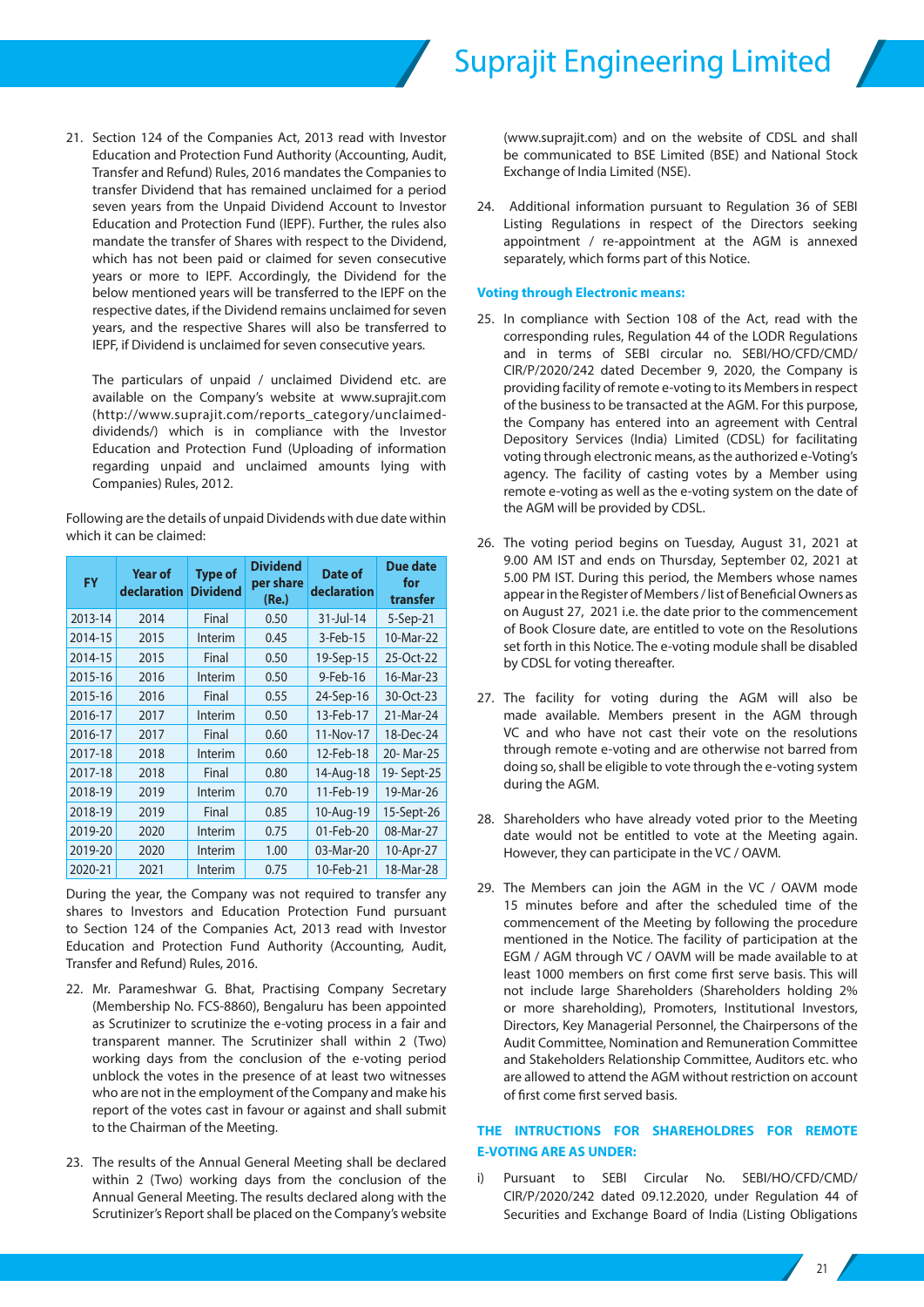21. Section 124 of the Companies Act, 2013 read with Investor Education and Protection Fund Authority (Accounting, Audit, Transfer and Refund) Rules, 2016 mandates the Companies to transfer Dividend that has remained unclaimed for a period seven years from the Unpaid Dividend Account to Investor Education and Protection Fund (IEPF). Further, the rules also mandate the transfer of Shares with respect to the Dividend, which has not been paid or claimed for seven consecutive years or more to IEPF. Accordingly, the Dividend for the below mentioned years will be transferred to the IEPF on the respective dates, if the Dividend remains unclaimed for seven years, and the respective Shares will also be transferred to IEPF, if Dividend is unclaimed for seven consecutive years.

    The particulars of unpaid / unclaimed Dividend etc. are available on the Company's website at www.suprajit.com (http://www.suprajit.com/reports_category/unclaimed-dividends/) which is in compliance with the Investor Education and Protection Fund (Uploading of information regarding unpaid and unclaimed amounts lying with Companies) Rules, 2012.

Following are the details of unpaid Dividends with due date within which it can be claimed:

| FY | Year of declaration | Type of Dividend | Dividend per share (Re.) | Date of declaration | Due date for transfer |
|---|---|---|---|---|---|
| 2013-14 | 2014 | Final | 0.50 | 31-Jul-14 | 5-Sep-21 |
| 2014-15 | 2015 | Interim | 0.45 | 3-Feb-15 | 10-Mar-22 |
| 2014-15 | 2015 | Final | 0.50 | 19-Sep-15 | 25-Oct-22 |
| 2015-16 | 2016 | Interim | 0.50 | 9-Feb-16 | 16-Mar-23 |
| 2015-16 | 2016 | Final | 0.55 | 24-Sep-16 | 30-Oct-23 |
| 2016-17 | 2017 | Interim | 0.50 | 13-Feb-17 | 21-Mar-24 |
| 2016-17 | 2017 | Final | 0.60 | 11-Nov-17 | 18-Dec-24 |
| 2017-18 | 2018 | Interim | 0.60 | 12-Feb-18 | 20- Mar-25 |
| 2017-18 | 2018 | Final | 0.80 | 14-Aug-18 | 19- Sept-25 |
| 2018-19 | 2019 | Interim | 0.70 | 11-Feb-19 | 19-Mar-26 |
| 2018-19 | 2019 | Final | 0.85 | 10-Aug-19 | 15-Sept-26 |
| 2019-20 | 2020 | Interim | 0.75 | 01-Feb-20 | 08-Mar-27 |
| 2019-20 | 2020 | Interim | 1.00 | 03-Mar-20 | 10-Apr-27 |
| 2020-21 | 2021 | Interim | 0.75 | 10-Feb-21 | 18-Mar-28 |

During the year, the Company was not required to transfer any shares to Investors and Education Protection Fund pursuant to Section 124 of the Companies Act, 2013 read with Investor Education and Protection Fund Authority (Accounting, Audit, Transfer and Refund) Rules, 2016.

22. Mr. Parameshwar G. Bhat, Practising Company Secretary (Membership No. FCS-8860), Bengaluru has been appointed as Scrutinizer to scrutinize the e-voting process in a fair and transparent manner. The Scrutinizer shall within 2 (Two) working days from the conclusion of the e-voting period unblock the votes in the presence of at least two witnesses who are not in the employment of the Company and make his report of the votes cast in favour or against and shall submit to the Chairman of the Meeting.

23. The results of the Annual General Meeting shall be declared within 2 (Two) working days from the conclusion of the Annual General Meeting. The results declared along with the Scrutinizer's Report shall be placed on the Company's website (www.suprajit.com) and on the website of CDSL and shall be communicated to BSE Limited (BSE) and National Stock Exchange of India Limited (NSE).

24. Additional information pursuant to Regulation 36 of SEBI Listing Regulations in respect of the Directors seeking appointment / re-appointment at the AGM is annexed separately, which forms part of this Notice.

**Voting through Electronic means:**

25. In compliance with Section 108 of the Act, read with the corresponding rules, Regulation 44 of the LODR Regulations and in terms of SEBI circular no. SEBI/HO/CFD/CMD/CIR/P/2020/242 dated December 9, 2020, the Company is providing facility of remote e-voting to its Members in respect of the business to be transacted at the AGM. For this purpose, the Company has entered into an agreement with Central Depository Services (India) Limited (CDSL) for facilitating voting through electronic means, as the authorized e-Voting's agency. The facility of casting votes by a Member using remote e-voting as well as the e-voting system on the date of the AGM will be provided by CDSL.

26. The voting period begins on Tuesday, August 31, 2021 at 9.00 AM IST and ends on Thursday, September 02, 2021 at 5.00 PM IST. During this period, the Members whose names appear in the Register of Members / list of Beneficial Owners as on August 27, 2021 i.e. the date prior to the commencement of Book Closure date, are entitled to vote on the Resolutions set forth in this Notice. The e-voting module shall be disabled by CDSL for voting thereafter.

27. The facility for voting during the AGM will also be made available. Members present in the AGM through VC and who have not cast their vote on the resolutions through remote e-voting and are otherwise not barred from doing so, shall be eligible to vote through the e-voting system during the AGM.

28. Shareholders who have already voted prior to the Meeting date would not be entitled to vote at the Meeting again. However, they can participate in the VC / OAVM.

29. The Members can join the AGM in the VC / OAVM mode 15 minutes before and after the scheduled time of the commencement of the Meeting by following the procedure mentioned in the Notice. The facility of participation at the EGM / AGM through VC / OAVM will be made available to at least 1000 members on first come first serve basis. This will not include large Shareholders (Shareholders holding 2% or more shareholding), Promoters, Institutional Investors, Directors, Key Managerial Personnel, the Chairpersons of the Audit Committee, Nomination and Remuneration Committee and Stakeholders Relationship Committee, Auditors etc. who are allowed to attend the AGM without restriction on account of first come first served basis.

**THE INTRUCTIONS FOR SHAREHOLDRES FOR REMOTE E-VOTING ARE AS UNDER:**

i) Pursuant to SEBI Circular No. SEBI/HO/CFD/CMD/CIR/P/2020/242 dated 09.12.2020, under Regulation 44 of Securities and Exchange Board of India (Listing Obligations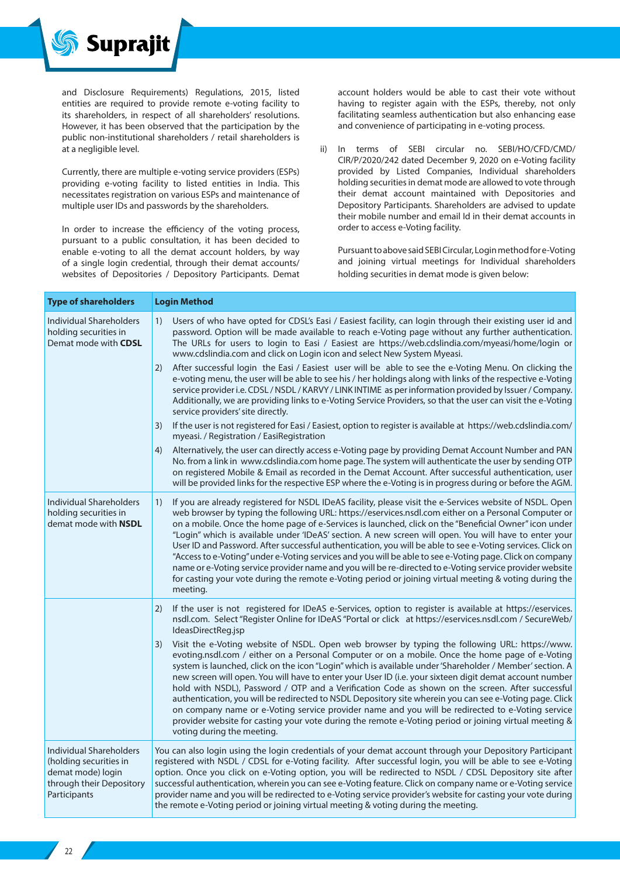and Disclosure Requirements) Regulations, 2015, listed entities are required to provide remote e-voting facility to its shareholders, in respect of all shareholders' resolutions. However, it has been observed that the participation by the public non-institutional shareholders / retail shareholders is at a negligible level.

Currently, there are multiple e-voting service providers (ESPs) providing e-voting facility to listed entities in India. This necessitates registration on various ESPs and maintenance of multiple user IDs and passwords by the shareholders.

In order to increase the efficiency of the voting process, pursuant to a public consultation, it has been decided to enable e-voting to all the demat account holders, by way of a single login credential, through their demat accounts/ websites of Depositories / Depository Participants. Demat account holders would be able to cast their vote without having to register again with the ESPs, thereby, not only facilitating seamless authentication but also enhancing ease and convenience of participating in e-voting process.

ii) In terms of SEBI circular no. SEBI/HO/CFD/CMD/CIR/P/2020/242 dated December 9, 2020 on e-Voting facility provided by Listed Companies, Individual shareholders holding securities in demat mode are allowed to vote through their demat account maintained with Depositories and Depository Participants. Shareholders are advised to update their mobile number and email Id in their demat accounts in order to access e-Voting facility.

Pursuant to above said SEBI Circular, Login method for e-Voting and joining virtual meetings for Individual shareholders holding securities in demat mode is given below:

| Type of shareholders | Login Method |
|---|---|
| Individual Shareholders holding securities in Demat mode with **CDSL** | 1) Users of who have opted for CDSL's Easi / Easiest facility, can login through their existing user id and password. Option will be made available to reach e-Voting page without any further authentication. The URLs for users to login to Easi / Easiest are https://web.cdslindia.com/myeasi/home/login or www.cdslindia.com and click on Login icon and select New System Myeasi.<br>2) After successful login the Easi / Easiest user will be able to see the e-Voting Menu. On clicking the e-voting menu, the user will be able to see his / her holdings along with links of the respective e-Voting service provider i.e. CDSL / NSDL / KARVY / LINK INTIME as per information provided by Issuer / Company. Additionally, we are providing links to e-Voting Service Providers, so that the user can visit the e-Voting service providers' site directly.<br>3) If the user is not registered for Easi / Easiest, option to register is available at https://web.cdslindia.com/myeasi. / Registration / EasiRegistration<br>4) Alternatively, the user can directly access e-Voting page by providing Demat Account Number and PAN No. from a link in www.cdslindia.com home page. The system will authenticate the user by sending OTP on registered Mobile & Email as recorded in the Demat Account. After successful authentication, user will be provided links for the respective ESP where the e-Voting is in progress during or before the AGM. |
| Individual Shareholders holding securities in demat mode with **NSDL** | 1) If you are already registered for NSDL IDeAS facility, please visit the e-Services website of NSDL. Open web browser by typing the following URL: https://eservices.nsdl.com either on a Personal Computer or on a mobile. Once the home page of e-Services is launched, click on the "Beneficial Owner" icon under "Login" which is available under 'IDeAS' section. A new screen will open. You will have to enter your User ID and Password. After successful authentication, you will be able to see e-Voting services. Click on "Access to e-Voting" under e-Voting services and you will be able to see e-Voting page. Click on company name or e-Voting service provider name and you will be re-directed to e-Voting service provider website for casting your vote during the remote e-Voting period or joining virtual meeting & voting during the meeting. |
| | 2) If the user is not registered for IDeAS e-Services, option to register is available at https://eservices.nsdl.com. Select "Register Online for IDeAS "Portal or click at https://eservices.nsdl.com / SecureWeb/IdeasDirectReg.jsp<br>3) Visit the e-Voting website of NSDL. Open web browser by typing the following URL: https://www.evoting.nsdl.com / either on a Personal Computer or on a mobile. Once the home page of e-Voting system is launched, click on the icon "Login" which is available under 'Shareholder / Member' section. A new screen will open. You will have to enter your User ID (i.e. your sixteen digit demat account number hold with NSDL), Password / OTP and a Verification Code as shown on the screen. After successful authentication, you will be redirected to NSDL Depository site wherein you can see e-Voting page. Click on company name or e-Voting service provider name and you will be redirected to e-Voting service provider website for casting your vote during the remote e-Voting period or joining virtual meeting & voting during the meeting. |
| Individual Shareholders (holding securities in demat mode) login through their Depository Participants | You can also login using the login credentials of your demat account through your Depository Participant registered with NSDL / CDSL for e-Voting facility. After successful login, you will be able to see e-Voting option. Once you click on e-Voting option, you will be redirected to NSDL / CDSL Depository site after successful authentication, wherein you can see e-Voting feature. Click on company name or e-Voting service provider name and you will be redirected to e-Voting service provider's website for casting your vote during the remote e-Voting period or joining virtual meeting & voting during the meeting. |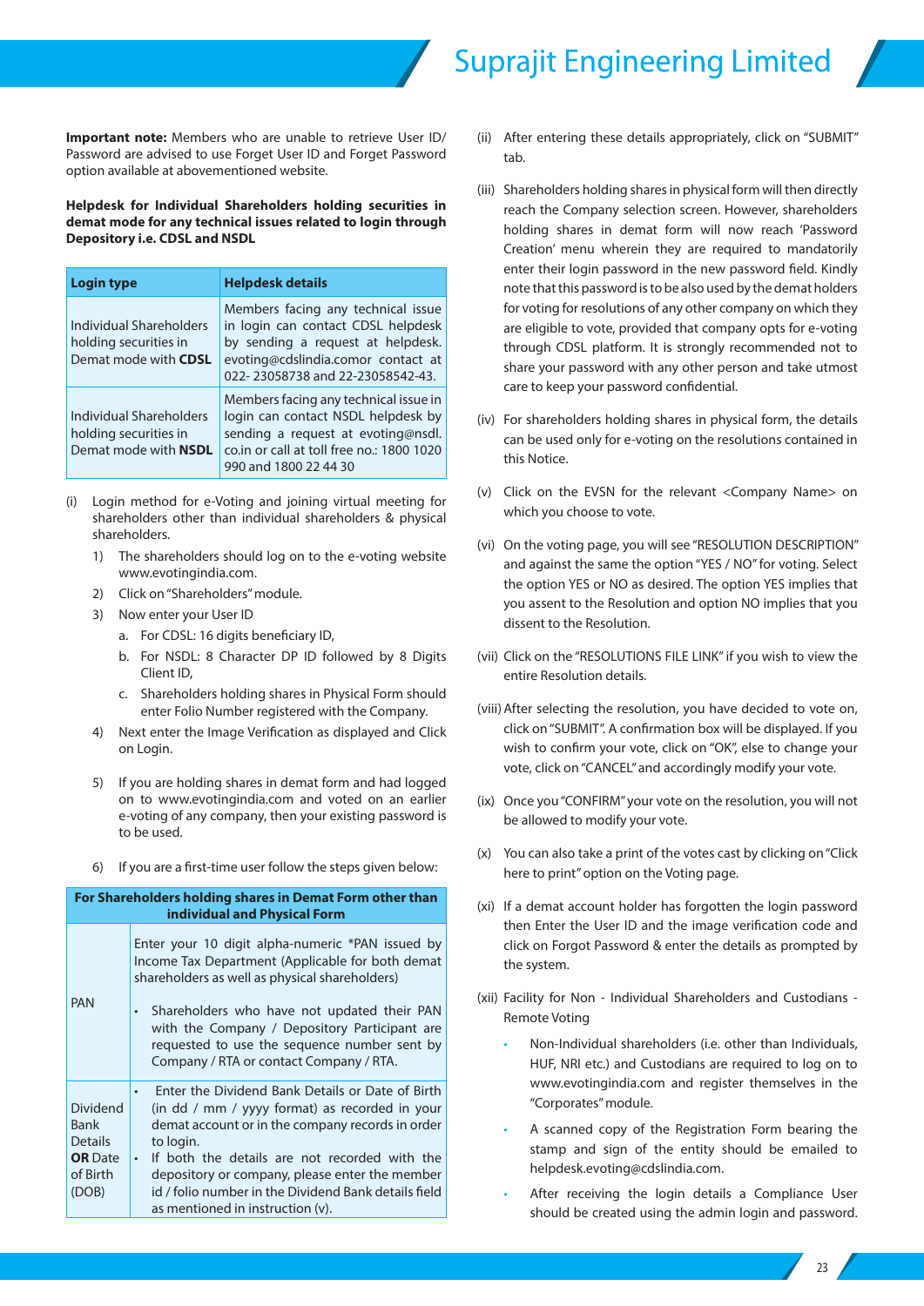**Important note:** Members who are unable to retrieve User ID/ Password are advised to use Forget User ID and Forget Password option available at abovementioned website.

**Helpdesk for Individual Shareholders holding securities in demat mode for any technical issues related to login through Depository i.e. CDSL and NSDL**

| Login type | Helpdesk details |
|---|---|
| Individual Shareholders holding securities in Demat mode with **CDSL** | Members facing any technical issue in login can contact CDSL helpdesk by sending a request at helpdesk. evoting@cdslindia.comor contact at 022- 23058738 and 22-23058542-43. |
| Individual Shareholders holding securities in Demat mode with **NSDL** | Members facing any technical issue in login can contact NSDL helpdesk by sending a request at evoting@nsdl. co.in or call at toll free no.: 1800 1020 990 and 1800 22 44 30 |

(i) Login method for e-Voting and joining virtual meeting for shareholders other than individual shareholders & physical shareholders.

1) The shareholders should log on to the e-voting website www.evotingindia.com.
2) Click on "Shareholders" module.
3) Now enter your User ID
   a. For CDSL: 16 digits beneficiary ID,
   b. For NSDL: 8 Character DP ID followed by 8 Digits Client ID,
   c. Shareholders holding shares in Physical Form should enter Folio Number registered with the Company.
4) Next enter the Image Verification as displayed and Click on Login.
5) If you are holding shares in demat form and had logged on to www.evotingindia.com and voted on an earlier e-voting of any company, then your existing password is to be used.
6) If you are a first-time user follow the steps given below:

| For Shareholders holding shares in Demat Form other than individual and Physical Form | |
|---|---|
| PAN | Enter your 10 digit alpha-numeric *PAN issued by Income Tax Department (Applicable for both demat shareholders as well as physical shareholders)<br><br>• Shareholders who have not updated their PAN with the Company / Depository Participant are requested to use the sequence number sent by Company / RTA or contact Company / RTA. |
| Dividend Bank Details **OR** Date of Birth (DOB) | • Enter the Dividend Bank Details or Date of Birth (in dd / mm / yyyy format) as recorded in your demat account or in the company records in order to login.<br>• If both the details are not recorded with the depository or company, please enter the member id / folio number in the Dividend Bank details field as mentioned in instruction (v). |

(ii) After entering these details appropriately, click on "SUBMIT" tab.

(iii) Shareholders holding shares in physical form will then directly reach the Company selection screen. However, shareholders holding shares in demat form will now reach 'Password Creation' menu wherein they are required to mandatorily enter their login password in the new password field. Kindly note that this password is to be also used by the demat holders for voting for resolutions of any other company on which they are eligible to vote, provided that company opts for e-voting through CDSL platform. It is strongly recommended not to share your password with any other person and take utmost care to keep your password confidential.

(iv) For shareholders holding shares in physical form, the details can be used only for e-voting on the resolutions contained in this Notice.

(v) Click on the EVSN for the relevant <Company Name> on which you choose to vote.

(vi) On the voting page, you will see "RESOLUTION DESCRIPTION" and against the same the option "YES / NO" for voting. Select the option YES or NO as desired. The option YES implies that you assent to the Resolution and option NO implies that you dissent to the Resolution.

(vii) Click on the "RESOLUTIONS FILE LINK" if you wish to view the entire Resolution details.

(viii) After selecting the resolution, you have decided to vote on, click on "SUBMIT". A confirmation box will be displayed. If you wish to confirm your vote, click on "OK", else to change your vote, click on "CANCEL" and accordingly modify your vote.

(ix) Once you "CONFIRM" your vote on the resolution, you will not be allowed to modify your vote.

(x) You can also take a print of the votes cast by clicking on "Click here to print" option on the Voting page.

(xi) If a demat account holder has forgotten the login password then Enter the User ID and the image verification code and click on Forgot Password & enter the details as prompted by the system.

(xii) Facility for Non - Individual Shareholders and Custodians - Remote Voting

- Non-Individual shareholders (i.e. other than Individuals, HUF, NRI etc.) and Custodians are required to log on to www.evotingindia.com and register themselves in the "Corporates" module.
- A scanned copy of the Registration Form bearing the stamp and sign of the entity should be emailed to helpdesk.evoting@cdslindia.com.
- After receiving the login details a Compliance User should be created using the admin login and password.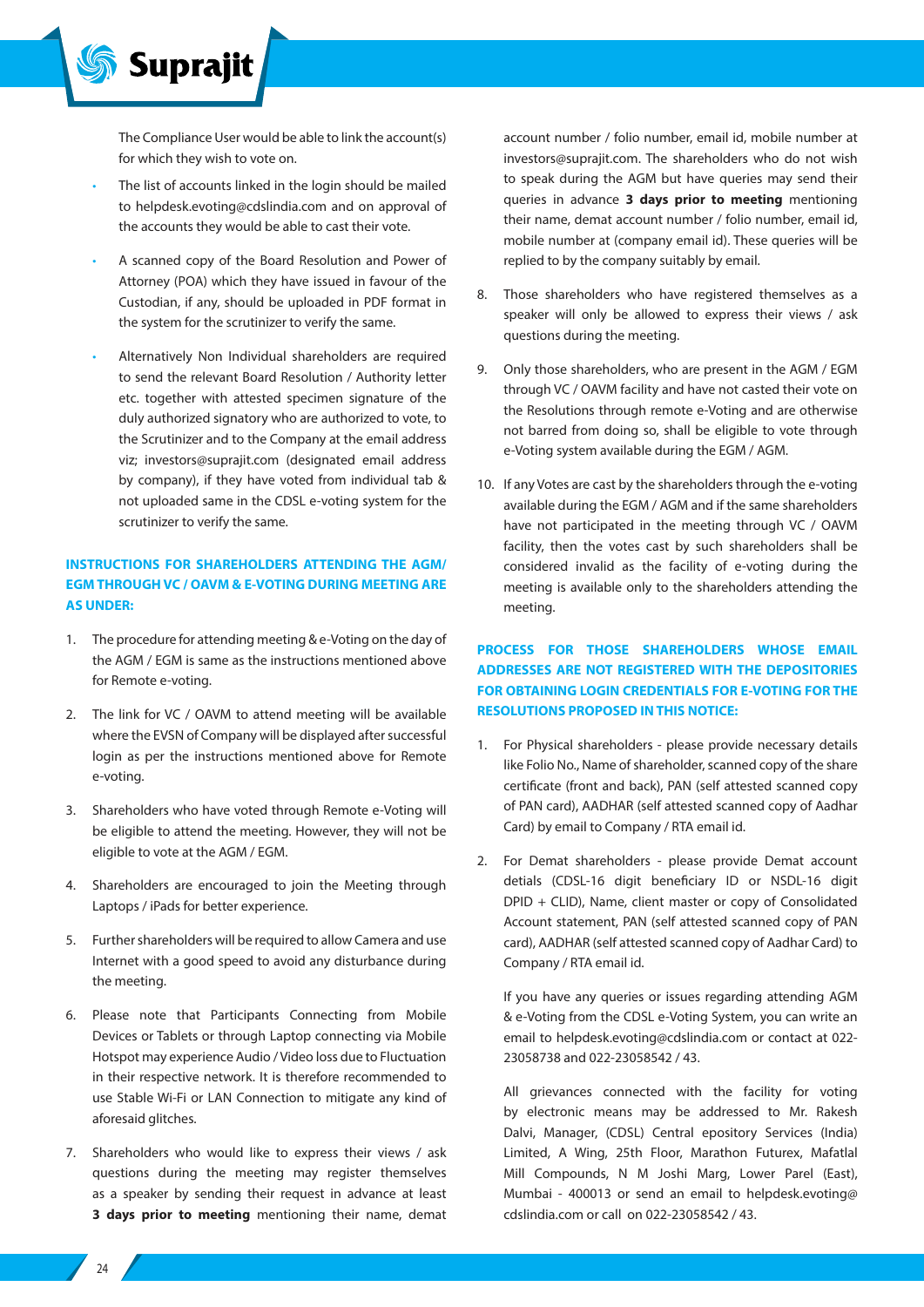The Compliance User would be able to link the account(s) for which they wish to vote on.

- The list of accounts linked in the login should be mailed to helpdesk.evoting@cdslindia.com and on approval of the accounts they would be able to cast their vote.
- A scanned copy of the Board Resolution and Power of Attorney (POA) which they have issued in favour of the Custodian, if any, should be uploaded in PDF format in the system for the scrutinizer to verify the same.
- Alternatively Non Individual shareholders are required to send the relevant Board Resolution / Authority letter etc. together with attested specimen signature of the duly authorized signatory who are authorized to vote, to the Scrutinizer and to the Company at the email address viz; investors@suprajit.com (designated email address by company), if they have voted from individual tab & not uploaded same in the CDSL e-voting system for the scrutinizer to verify the same.

### INSTRUCTIONS FOR SHAREHOLDERS ATTENDING THE AGM/ EGM THROUGH VC / OAVM & E-VOTING DURING MEETING ARE AS UNDER:

1. The procedure for attending meeting & e-Voting on the day of the AGM / EGM is same as the instructions mentioned above for Remote e-voting.
2. The link for VC / OAVM to attend meeting will be available where the EVSN of Company will be displayed after successful login as per the instructions mentioned above for Remote e-voting.
3. Shareholders who have voted through Remote e-Voting will be eligible to attend the meeting. However, they will not be eligible to vote at the AGM / EGM.
4. Shareholders are encouraged to join the Meeting through Laptops / iPads for better experience.
5. Further shareholders will be required to allow Camera and use Internet with a good speed to avoid any disturbance during the meeting.
6. Please note that Participants Connecting from Mobile Devices or Tablets or through Laptop connecting via Mobile Hotspot may experience Audio / Video loss due to Fluctuation in their respective network. It is therefore recommended to use Stable Wi-Fi or LAN Connection to mitigate any kind of aforesaid glitches.
7. Shareholders who would like to express their views / ask questions during the meeting may register themselves as a speaker by sending their request in advance at least **3 days prior to meeting** mentioning their name, demat account number / folio number, email id, mobile number at investors@suprajit.com. The shareholders who do not wish to speak during the AGM but have queries may send their queries in advance **3 days prior to meeting** mentioning their name, demat account number / folio number, email id, mobile number at (company email id). These queries will be replied to by the company suitably by email.
8. Those shareholders who have registered themselves as a speaker will only be allowed to express their views / ask questions during the meeting.
9. Only those shareholders, who are present in the AGM / EGM through VC / OAVM facility and have not casted their vote on the Resolutions through remote e-Voting and are otherwise not barred from doing so, shall be eligible to vote through e-Voting system available during the EGM / AGM.
10. If any Votes are cast by the shareholders through the e-voting available during the EGM / AGM and if the same shareholders have not participated in the meeting through VC / OAVM facility, then the votes cast by such shareholders shall be considered invalid as the facility of e-voting during the meeting is available only to the shareholders attending the meeting.

### PROCESS FOR THOSE SHAREHOLDERS WHOSE EMAIL ADDRESSES ARE NOT REGISTERED WITH THE DEPOSITORIES FOR OBTAINING LOGIN CREDENTIALS FOR E-VOTING FOR THE RESOLUTIONS PROPOSED IN THIS NOTICE:

1. For Physical shareholders - please provide necessary details like Folio No., Name of shareholder, scanned copy of the share certificate (front and back), PAN (self attested scanned copy of PAN card), AADHAR (self attested scanned copy of Aadhar Card) by email to Company / RTA email id.
2. For Demat shareholders - please provide Demat account detials (CDSL-16 digit beneficiary ID or NSDL-16 digit DPID + CLID), Name, client master or copy of Consolidated Account statement, PAN (self attested scanned copy of PAN card), AADHAR (self attested scanned copy of Aadhar Card) to Company / RTA email id.

   If you have any queries or issues regarding attending AGM & e-Voting from the CDSL e-Voting System, you can write an email to helpdesk.evoting@cdslindia.com or contact at 022-23058738 and 022-23058542 / 43.

   All grievances connected with the facility for voting by electronic means may be addressed to Mr. Rakesh Dalvi, Manager, (CDSL) Central epository Services (India) Limited, A Wing, 25th Floor, Marathon Futurex, Mafatlal Mill Compounds, N M Joshi Marg, Lower Parel (East), Mumbai - 400013 or send an email to helpdesk.evoting@cdslindia.com or call on 022-23058542 / 43.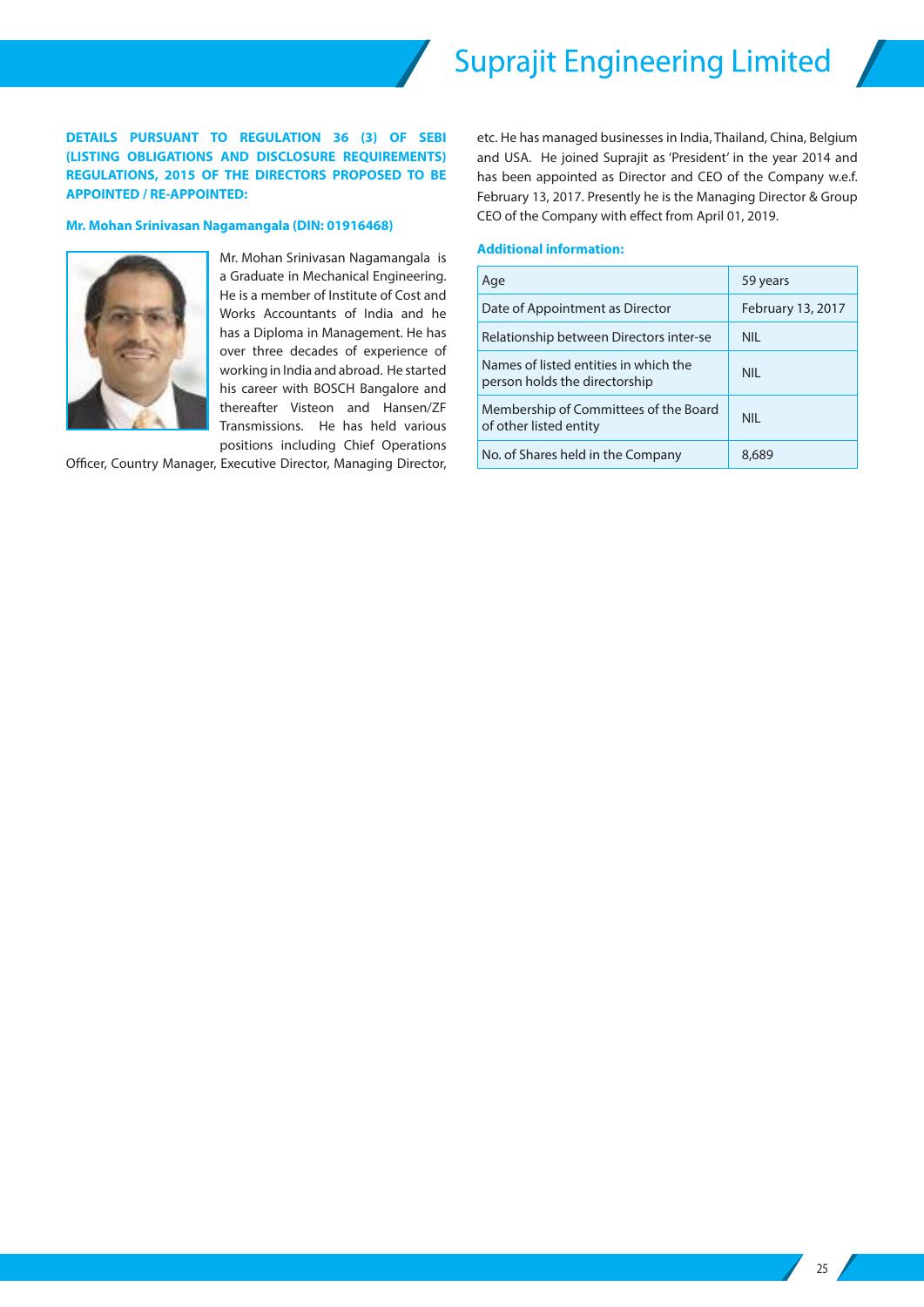**DETAILS PURSUANT TO REGULATION 36 (3) OF SEBI (LISTING OBLIGATIONS AND DISCLOSURE REQUIREMENTS) REGULATIONS, 2015 OF THE DIRECTORS PROPOSED TO BE APPOINTED / RE-APPOINTED:**

**Mr. Mohan Srinivasan Nagamangala (DIN: 01916468)**

Mr. Mohan Srinivasan Nagamangala is a Graduate in Mechanical Engineering. He is a member of Institute of Cost and Works Accountants of India and he has a Diploma in Management. He has over three decades of experience of working in India and abroad. He started his career with BOSCH Bangalore and thereafter Visteon and Hansen/ZF Transmissions. He has held various positions including Chief Operations Officer, Country Manager, Executive Director, Managing Director, etc. He has managed businesses in India, Thailand, China, Belgium and USA. He joined Suprajit as 'President' in the year 2014 and has been appointed as Director and CEO of the Company w.e.f. February 13, 2017. Presently he is the Managing Director & Group CEO of the Company with effect from April 01, 2019.

**Additional information:**

| | |
|---|---|
| Age | 59 years |
| Date of Appointment as Director | February 13, 2017 |
| Relationship between Directors inter-se | NIL |
| Names of listed entities in which the person holds the directorship | NIL |
| Membership of Committees of the Board of other listed entity | NIL |
| No. of Shares held in the Company | 8,689 |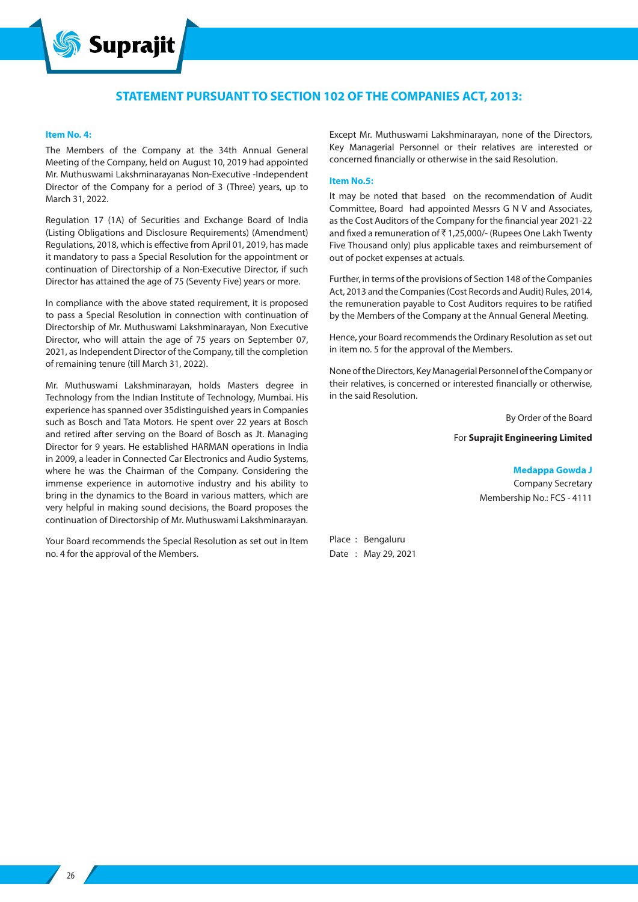## STATEMENT PURSUANT TO SECTION 102 OF THE COMPANIES ACT, 2013:

**Item No. 4:**

The Members of the Company at the 34th Annual General Meeting of the Company, held on August 10, 2019 had appointed Mr. Muthuswami Lakshminarayanas Non-Executive -Independent Director of the Company for a period of 3 (Three) years, up to March 31, 2022.

Regulation 17 (1A) of Securities and Exchange Board of India (Listing Obligations and Disclosure Requirements) (Amendment) Regulations, 2018, which is effective from April 01, 2019, has made it mandatory to pass a Special Resolution for the appointment or continuation of Directorship of a Non-Executive Director, if such Director has attained the age of 75 (Seventy Five) years or more.

In compliance with the above stated requirement, it is proposed to pass a Special Resolution in connection with continuation of Directorship of Mr. Muthuswami Lakshminarayan, Non Executive Director, who will attain the age of 75 years on September 07, 2021, as Independent Director of the Company, till the completion of remaining tenure (till March 31, 2022).

Mr. Muthuswami Lakshminarayan, holds Masters degree in Technology from the Indian Institute of Technology, Mumbai. His experience has spanned over 35distinguished years in Companies such as Bosch and Tata Motors. He spent over 22 years at Bosch and retired after serving on the Board of Bosch as Jt. Managing Director for 9 years. He established HARMAN operations in India in 2009, a leader in Connected Car Electronics and Audio Systems, where he was the Chairman of the Company. Considering the immense experience in automotive industry and his ability to bring in the dynamics to the Board in various matters, which are very helpful in making sound decisions, the Board proposes the continuation of Directorship of Mr. Muthuswami Lakshminarayan.

Your Board recommends the Special Resolution as set out in Item no. 4 for the approval of the Members.

Except Mr. Muthuswami Lakshminarayan, none of the Directors, Key Managerial Personnel or their relatives are interested or concerned financially or otherwise in the said Resolution.

**Item No.5:**

It may be noted that based on the recommendation of Audit Committee, Board had appointed Messrs G N V and Associates, as the Cost Auditors of the Company for the financial year 2021-22 and fixed a remuneration of ₹ 1,25,000/- (Rupees One Lakh Twenty Five Thousand only) plus applicable taxes and reimbursement of out of pocket expenses at actuals.

Further, in terms of the provisions of Section 148 of the Companies Act, 2013 and the Companies (Cost Records and Audit) Rules, 2014, the remuneration payable to Cost Auditors requires to be ratified by the Members of the Company at the Annual General Meeting.

Hence, your Board recommends the Ordinary Resolution as set out in item no. 5 for the approval of the Members.

None of the Directors, Key Managerial Personnel of the Company or their relatives, is concerned or interested financially or otherwise, in the said Resolution.

By Order of the Board

For **Suprajit Engineering Limited**

**Medappa Gowda J**
Company Secretary
Membership No.: FCS - 4111

Place : Bengaluru
Date : May 29, 2021